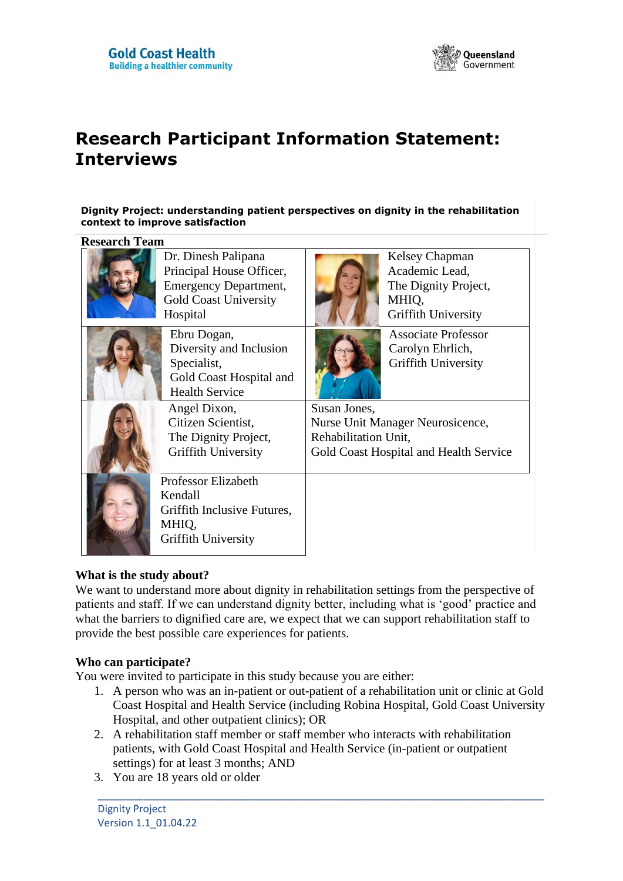Gold Coast Health
Building a healthier community

Queensland Government

# Research Participant Information Statement: Interviews

**Dignity Project: understanding patient perspectives on dignity in the rehabilitation context to improve satisfaction**

**Research Team**

| | |
|---|---|
| Dr. Dinesh Palipana, Principal House Officer, Emergency Department, Gold Coast University Hospital | Kelsey Chapman, Academic Lead, The Dignity Project, MHIQ, Griffith University |
| Ebru Dogan, Diversity and Inclusion Specialist, Gold Coast Hospital and Health Service | Associate Professor Carolyn Ehrlich, Griffith University |
| Angel Dixon, Citizen Scientist, The Dignity Project, Griffith University | Susan Jones, Nurse Unit Manager Neuroscience, Rehabilitation Unit, Gold Coast Hospital and Health Service |
| Professor Elizabeth Kendall, Griffith Inclusive Futures, MHIQ, Griffith University | |

**What is the study about?**

We want to understand more about dignity in rehabilitation settings from the perspective of patients and staff. If we can understand dignity better, including what is 'good' practice and what the barriers to dignified care are, we expect that we can support rehabilitation staff to provide the best possible care experiences for patients.

**Who can participate?**

You were invited to participate in this study because you are either:

1. A person who was an in-patient or out-patient of a rehabilitation unit or clinic at Gold Coast Hospital and Health Service (including Robina Hospital, Gold Coast University Hospital, and other outpatient clinics); OR
2. A rehabilitation staff member or staff member who interacts with rehabilitation patients, with Gold Coast Hospital and Health Service (in-patient or outpatient settings) for at least 3 months; AND
3. You are 18 years old or older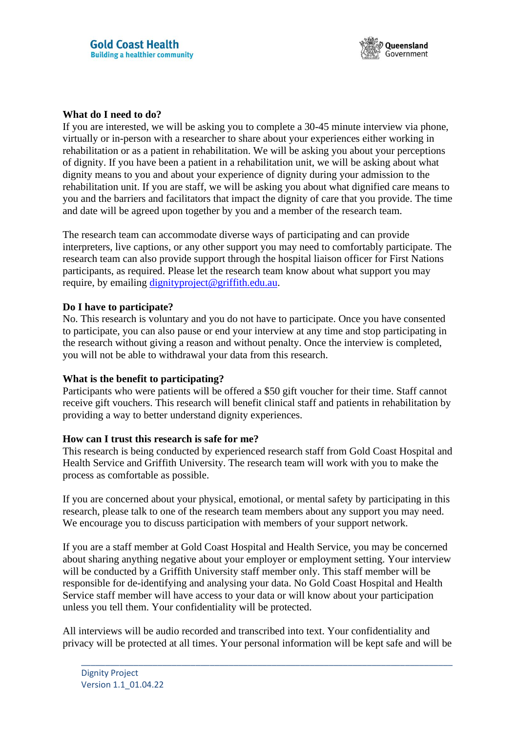**What do I need to do?**
If you are interested, we will be asking you to complete a 30-45 minute interview via phone, virtually or in-person with a researcher to share about your experiences either working in rehabilitation or as a patient in rehabilitation. We will be asking you about your perceptions of dignity. If you have been a patient in a rehabilitation unit, we will be asking about what dignity means to you and about your experience of dignity during your admission to the rehabilitation unit. If you are staff, we will be asking you about what dignified care means to you and the barriers and facilitators that impact the dignity of care that you provide. The time and date will be agreed upon together by you and a member of the research team.

The research team can accommodate diverse ways of participating and can provide interpreters, live captions, or any other support you may need to comfortably participate. The research team can also provide support through the hospital liaison officer for First Nations participants, as required. Please let the research team know about what support you may require, by emailing dignityproject@griffith.edu.au.

**Do I have to participate?**
No. This research is voluntary and you do not have to participate. Once you have consented to participate, you can also pause or end your interview at any time and stop participating in the research without giving a reason and without penalty. Once the interview is completed, you will not be able to withdrawal your data from this research.

**What is the benefit to participating?**
Participants who were patients will be offered a $50 gift voucher for their time. Staff cannot receive gift vouchers. This research will benefit clinical staff and patients in rehabilitation by providing a way to better understand dignity experiences.

**How can I trust this research is safe for me?**
This research is being conducted by experienced research staff from Gold Coast Hospital and Health Service and Griffith University. The research team will work with you to make the process as comfortable as possible.

If you are concerned about your physical, emotional, or mental safety by participating in this research, please talk to one of the research team members about any support you may need. We encourage you to discuss participation with members of your support network.

If you are a staff member at Gold Coast Hospital and Health Service, you may be concerned about sharing anything negative about your employer or employment setting. Your interview will be conducted by a Griffith University staff member only. This staff member will be responsible for de-identifying and analysing your data. No Gold Coast Hospital and Health Service staff member will have access to your data or will know about your participation unless you tell them. Your confidentiality will be protected.

All interviews will be audio recorded and transcribed into text. Your confidentiality and privacy will be protected at all times. Your personal information will be kept safe and will be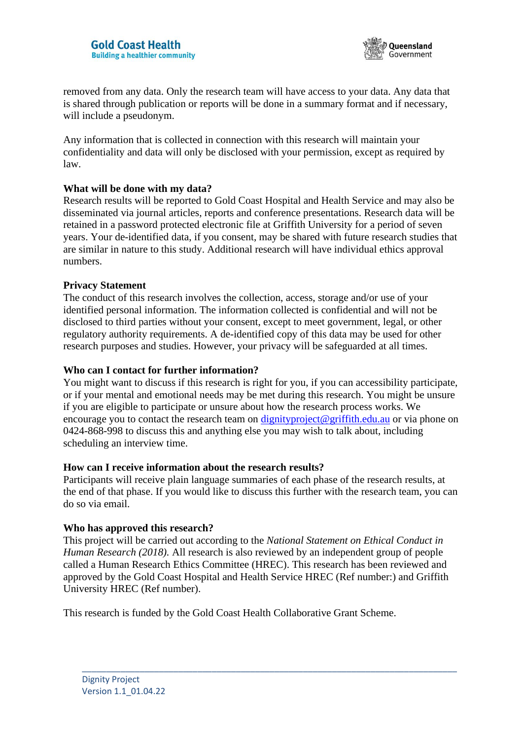removed from any data. Only the research team will have access to your data. Any data that is shared through publication or reports will be done in a summary format and if necessary, will include a pseudonym.

Any information that is collected in connection with this research will maintain your confidentiality and data will only be disclosed with your permission, except as required by law.

**What will be done with my data?**

Research results will be reported to Gold Coast Hospital and Health Service and may also be disseminated via journal articles, reports and conference presentations. Research data will be retained in a password protected electronic file at Griffith University for a period of seven years. Your de-identified data, if you consent, may be shared with future research studies that are similar in nature to this study. Additional research will have individual ethics approval numbers.

**Privacy Statement**

The conduct of this research involves the collection, access, storage and/or use of your identified personal information. The information collected is confidential and will not be disclosed to third parties without your consent, except to meet government, legal, or other regulatory authority requirements. A de-identified copy of this data may be used for other research purposes and studies. However, your privacy will be safeguarded at all times.

**Who can I contact for further information?**

You might want to discuss if this research is right for you, if you can accessibility participate, or if your mental and emotional needs may be met during this research. You might be unsure if you are eligible to participate or unsure about how the research process works. We encourage you to contact the research team on dignityproject@griffith.edu.au or via phone on 0424-868-998 to discuss this and anything else you may wish to talk about, including scheduling an interview time.

**How can I receive information about the research results?**

Participants will receive plain language summaries of each phase of the research results, at the end of that phase. If you would like to discuss this further with the research team, you can do so via email.

**Who has approved this research?**

This project will be carried out according to the *National Statement on Ethical Conduct in Human Research (2018).* All research is also reviewed by an independent group of people called a Human Research Ethics Committee (HREC). This research has been reviewed and approved by the Gold Coast Hospital and Health Service HREC (Ref number:) and Griffith University HREC (Ref number).

This research is funded by the Gold Coast Health Collaborative Grant Scheme.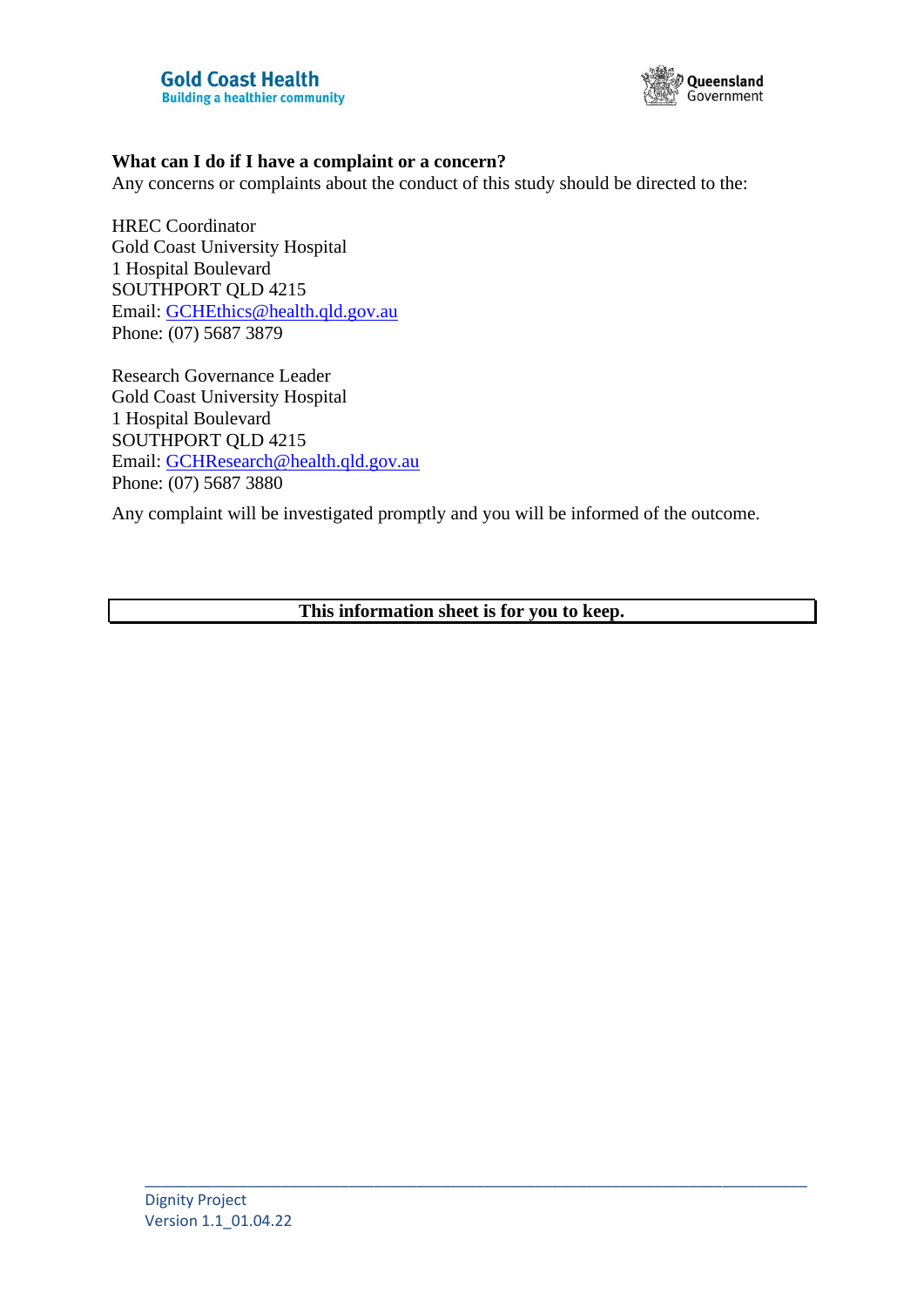**What can I do if I have a complaint or a concern?**

Any concerns or complaints about the conduct of this study should be directed to the:

HREC Coordinator
Gold Coast University Hospital
1 Hospital Boulevard
SOUTHPORT QLD 4215
Email: GCHEthics@health.qld.gov.au
Phone: (07) 5687 3879

Research Governance Leader
Gold Coast University Hospital
1 Hospital Boulevard
SOUTHPORT QLD 4215
Email: GCHResearch@health.qld.gov.au
Phone: (07) 5687 3880

Any complaint will be investigated promptly and you will be informed of the outcome.

**This information sheet is for you to keep.**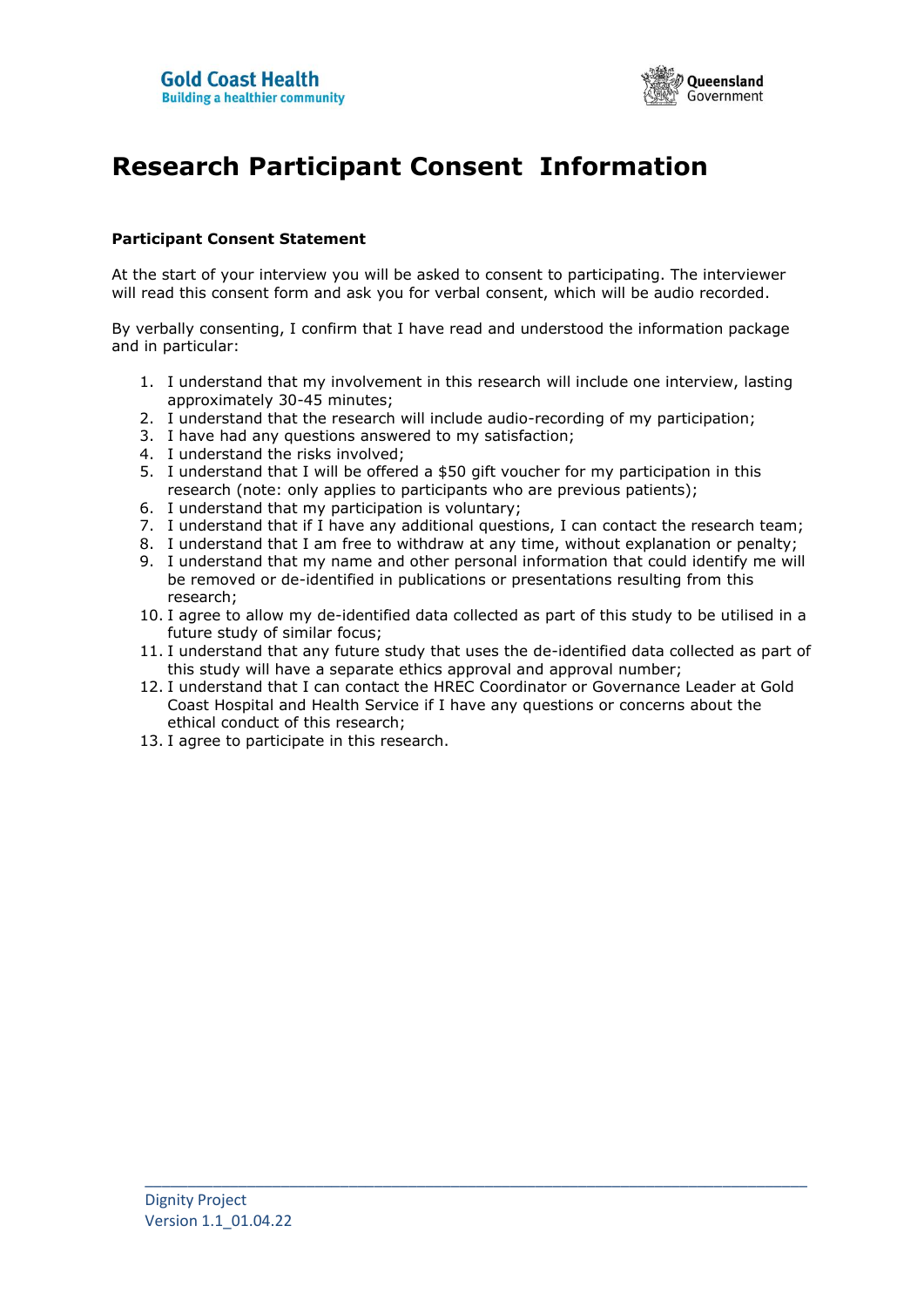# Research Participant Consent Information

**Participant Consent Statement**

At the start of your interview you will be asked to consent to participating. The interviewer will read this consent form and ask you for verbal consent, which will be audio recorded.

By verbally consenting, I confirm that I have read and understood the information package and in particular:

1. I understand that my involvement in this research will include one interview, lasting approximately 30-45 minutes;
2. I understand that the research will include audio-recording of my participation;
3. I have had any questions answered to my satisfaction;
4. I understand the risks involved;
5. I understand that I will be offered a $50 gift voucher for my participation in this research (note: only applies to participants who are previous patients);
6. I understand that my participation is voluntary;
7. I understand that if I have any additional questions, I can contact the research team;
8. I understand that I am free to withdraw at any time, without explanation or penalty;
9. I understand that my name and other personal information that could identify me will be removed or de-identified in publications or presentations resulting from this research;
10. I agree to allow my de-identified data collected as part of this study to be utilised in a future study of similar focus;
11. I understand that any future study that uses the de-identified data collected as part of this study will have a separate ethics approval and approval number;
12. I understand that I can contact the HREC Coordinator or Governance Leader at Gold Coast Hospital and Health Service if I have any questions or concerns about the ethical conduct of this research;
13. I agree to participate in this research.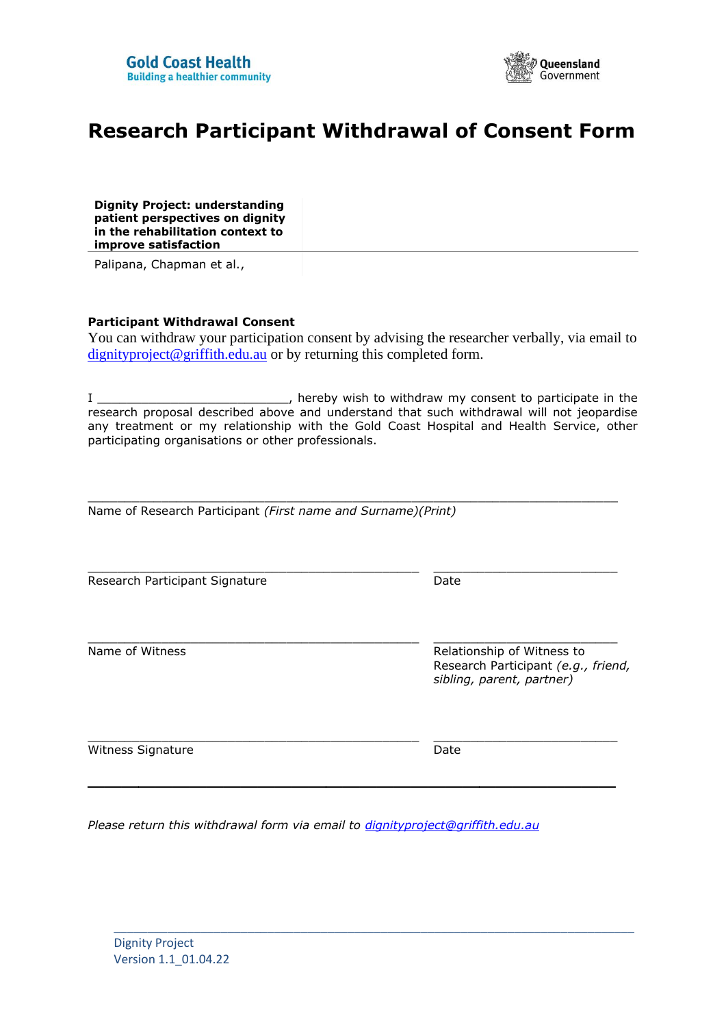Gold Coast Health
Building a healthier community

Queensland Government

# Research Participant Withdrawal of Consent Form

| **Dignity Project: understanding patient perspectives on dignity in the rehabilitation context to improve satisfaction** | |
|---|---|
| Palipana, Chapman et al., | |

**Participant Withdrawal Consent**

You can withdraw your participation consent by advising the researcher verbally, via email to dignityproject@griffith.edu.au or by returning this completed form.

I ___________________________, hereby wish to withdraw my consent to participate in the research proposal described above and understand that such withdrawal will not jeopardise any treatment or my relationship with the Gold Coast Hospital and Health Service, other participating organisations or other professionals.

______________________________________________________________________

Name of Research Participant *(First name and Surname)(Print)*

_______________________________________________ _________________________

Research Participant Signature | Date

_______________________________________________ _________________________

Name of Witness | Relationship of Witness to Research Participant *(e.g., friend, sibling, parent, partner)*

_______________________________________________ _________________________

Witness Signature | Date

*Please return this withdrawal form via email to dignityproject@griffith.edu.au*

Dignity Project
Version 1.1_01.04.22